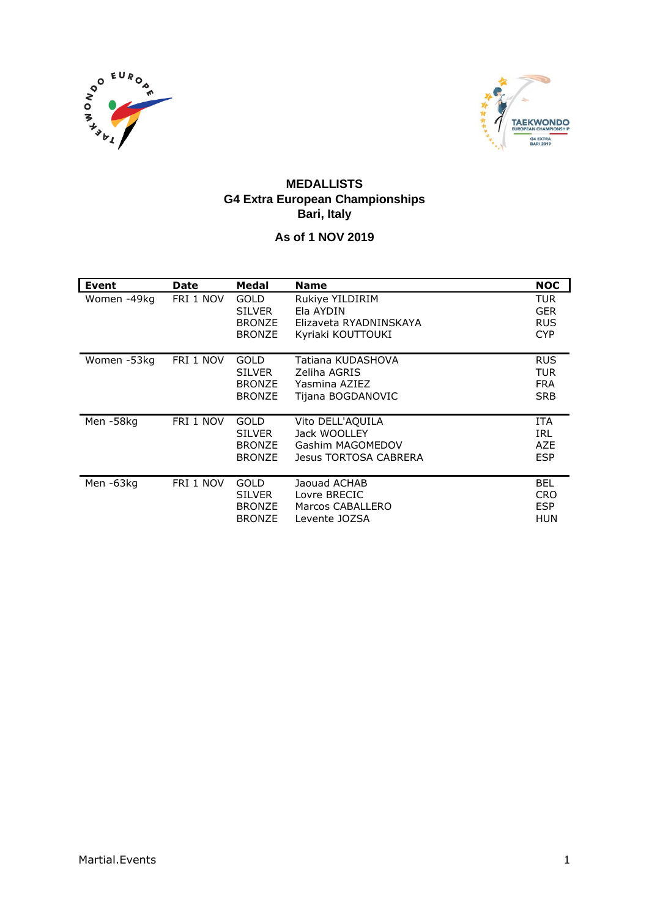# MEDALLISTS

## G4 Extra European Championships

## Bari, Italy

### As of 1 NOV 2019

| Event | Date | Medal | Name | NOC |
|---|---|---|---|---|
| Women -49kg | FRI 1 NOV | GOLD | Rukiye YILDIRIM | TUR |
| | | SILVER | Ela AYDIN | GER |
| | | BRONZE | Elizaveta RYADNINSKAYA | RUS |
| | | BRONZE | Kyriaki KOUTTOUKI | CYP |
| Women -53kg | FRI 1 NOV | GOLD | Tatiana KUDASHOVA | RUS |
| | | SILVER | Zeliha AGRIS | TUR |
| | | BRONZE | Yasmina AZIEZ | FRA |
| | | BRONZE | Tijana BOGDANOVIC | SRB |
| Men -58kg | FRI 1 NOV | GOLD | Vito DELL'AQUILA | ITA |
| | | SILVER | Jack WOOLLEY | IRL |
| | | BRONZE | Gashim MAGOMEDOV | AZE |
| | | BRONZE | Jesus TORTOSA CABRERA | ESP |
| Men -63kg | FRI 1 NOV | GOLD | Jaouad ACHAB | BEL |
| | | SILVER | Lovre BRECIC | CRO |
| | | BRONZE | Marcos CABALLERO | ESP |
| | | BRONZE | Levente JOZSA | HUN |

Martial.Events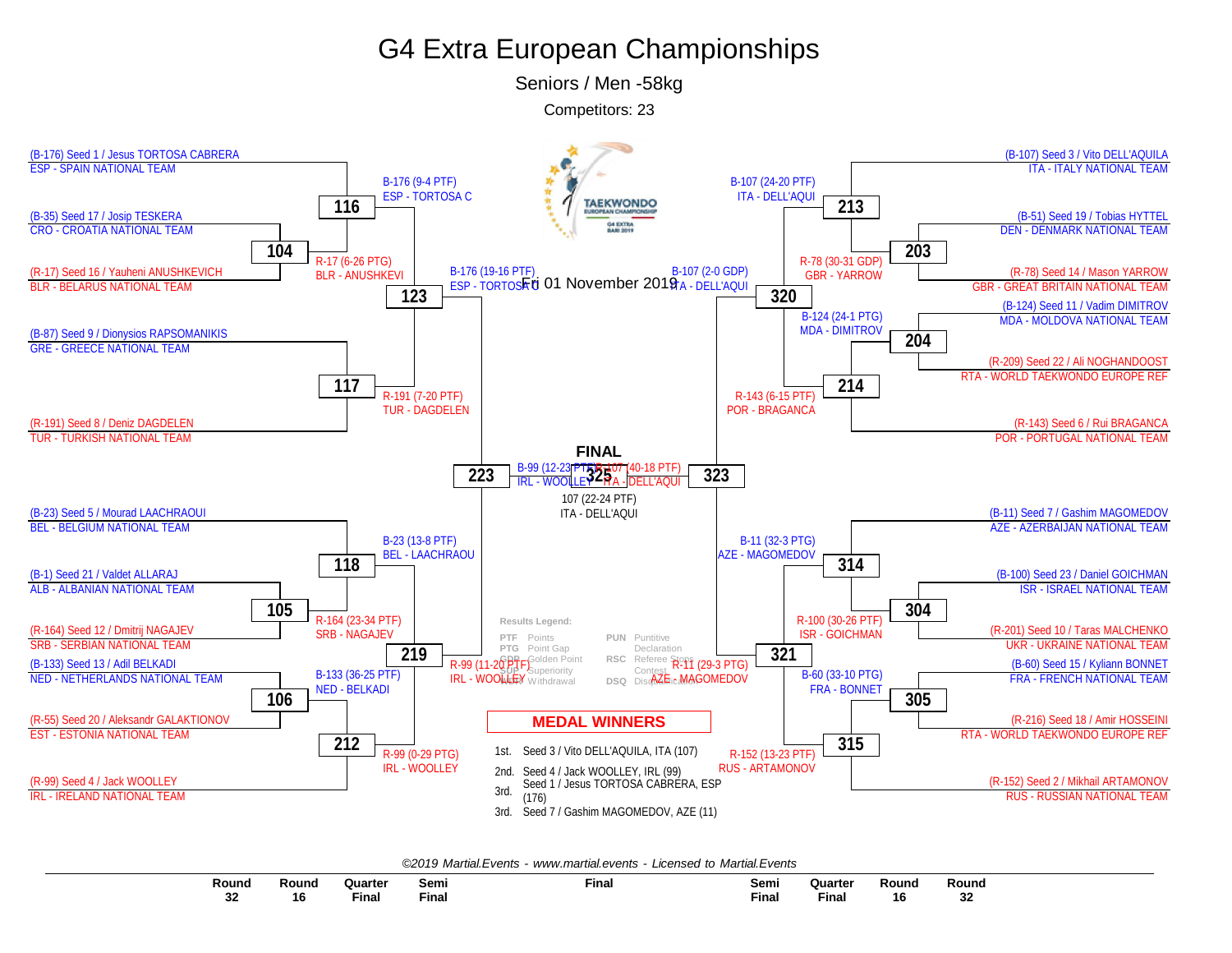# G4 Extra European Championships

## Seniors / Men -58kg

Competitors: 23

Fri 01 November 2019

### Competitors (left side, top to bottom)

- (B-176) Seed 1 / Jesus TORTOSA CABRERA — ESP - SPAIN NATIONAL TEAM
- (B-35) Seed 17 / Josip TESKERA — CRO - CROATIA NATIONAL TEAM
- (R-17) Seed 16 / Yauheni ANUSHKEVICH — BLR - BELARUS NATIONAL TEAM
- (B-87) Seed 9 / Dionysios RAPSOMANIKIS — GRE - GREECE NATIONAL TEAM
- (R-191) Seed 8 / Deniz DAGDELEN — TUR - TURKISH NATIONAL TEAM
- (B-23) Seed 5 / Mourad LAACHRAOUI — BEL - BELGIUM NATIONAL TEAM
- (B-1) Seed 21 / Valdet ALLARAJ — ALB - ALBANIAN NATIONAL TEAM
- (R-164) Seed 12 / Dmitrij NAGAJEV — SRB - SERBIAN NATIONAL TEAM
- (B-133) Seed 13 / Adil BELKADI — NED - NETHERLANDS NATIONAL TEAM
- (R-55) Seed 20 / Aleksandr GALAKTIONOV — EST - ESTONIA NATIONAL TEAM
- (R-99) Seed 4 / Jack WOOLLEY — IRL - IRELAND NATIONAL TEAM

### Competitors (right side, top to bottom)

- (B-107) Seed 3 / Vito DELL'AQUILA — ITA - ITALY NATIONAL TEAM
- (B-51) Seed 19 / Tobias HYTTEL — DEN - DENMARK NATIONAL TEAM
- (R-78) Seed 14 / Mason YARROW — GBR - GREAT BRITAIN NATIONAL TEAM
- (B-124) Seed 11 / Vadim DIMITROV — MDA - MOLDOVA NATIONAL TEAM
- (R-209) Seed 22 / Ali NOGHANDOOST — RTA - WORLD TAEKWONDO EUROPE REF
- (R-143) Seed 6 / Rui BRAGANCA — POR - PORTUGAL NATIONAL TEAM
- (B-11) Seed 7 / Gashim MAGOMEDOV — AZE - AZERBAIJAN NATIONAL TEAM
- (B-100) Seed 23 / Daniel GOICHMAN — ISR - ISRAEL NATIONAL TEAM
- (R-201) Seed 10 / Taras MALCHENKO — UKR - UKRAINE NATIONAL TEAM
- (B-60) Seed 15 / Kyliann BONNET — FRA - FRENCH NATIONAL TEAM
- (R-216) Seed 18 / Amir HOSSEINI — RTA - WORLD TAEKWONDO EUROPE REF
- (R-152) Seed 2 / Mikhail ARTAMONOV — RUS - RUSSIAN NATIONAL TEAM

### Match results

| Match | Winner |
|---|---|
| 104 | R-17 (6-26 PTG) BLR - ANUSHKEVI |
| 116 | B-176 (9-4 PTF) ESP - TORTOSA C |
| 117 | R-191 (7-20 PTF) TUR - DAGDELEN |
| 123 | B-176 (19-16 PTF) ESP - TORTOSA C |
| 105 | R-164 (23-34 PTF) SRB - NAGAJEV |
| 118 | B-23 (13-8 PTF) BEL - LAACHRAOU |
| 106 | B-133 (36-25 PTF) NED - BELKADI |
| 212 | R-99 (0-29 PTG) IRL - WOOLLEY |
| 219 | R-99 (11-20 PTF) IRL - WOOLLEY |
| 223 | B-99 (12-23 PTF) IRL - WOOLLEY |
| 203 | R-78 (30-31 GDP) GBR - YARROW |
| 213 | B-107 (24-20 PTF) ITA - DELL'AQUI |
| 204 | B-124 (24-1 PTG) MDA - DIMITROV |
| 214 | R-143 (6-15 PTF) POR - BRAGANCA |
| 320 | B-107 (2-0 GDP) ITA - DELL'AQUI |
| 304 | R-100 (30-26 PTF) ISR - GOICHMAN |
| 314 | B-11 (32-3 PTG) AZE - MAGOMEDOV |
| 305 | B-60 (33-10 PTG) FRA - BONNET |
| 315 | R-152 (13-23 PTF) RUS - ARTAMONOV |
| 321 | R-11 (29-3 PTG) AZE - MAGOMEDOV |
| 323 | R-107 (40-18 PTF) ITA - DELL'AQUI |

**FINAL**

325: 107 (22-24 PTF) ITA - DELL'AQUI

### Results Legend:

- PTF Points
- PTG Point Gap
- GDP Golden Point
- SUP Superiority
- WDR Withdrawal
- PUN Punitive Declaration
- RSC Referee Stops Contest
- DSQ Disqualification

### MEDAL WINNERS

| Place | Winner |
|---|---|
| 1st. | Seed 3 / Vito DELL'AQUILA, ITA (107) |
| 2nd. | Seed 4 / Jack WOOLLEY, IRL (99) |
| 3rd. | Seed 1 / Jesus TORTOSA CABRERA, ESP (176) |
| 3rd. | Seed 7 / Gashim MAGOMEDOV, AZE (11) |

*©2019 Martial.Events - www.martial.events - Licensed to Martial.Events*

| Round 32 | Round 16 | Quarter Final | Semi Final | Final | Semi Final | Quarter Final | Round 16 | Round 32 |
|---|---|---|---|---|---|---|---|---|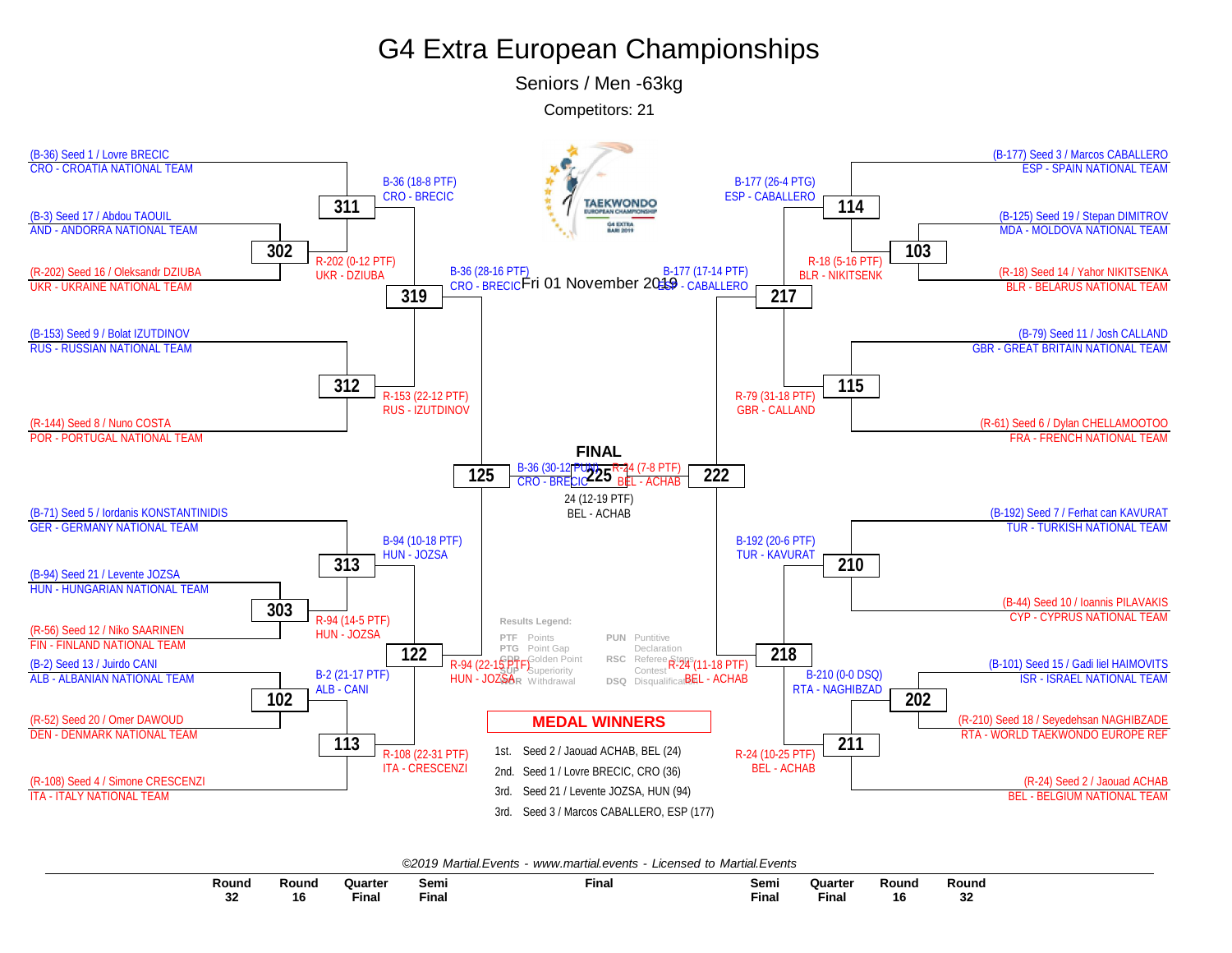# G4 Extra European Championships

## Seniors / Men -63kg

Competitors: 21

Fri 01 November 2019

### Left side of bracket

**Round 32 / Round 16**

- (B-36) Seed 1 / Lovre BRECIC — CRO - CROATIA NATIONAL TEAM
- (B-3) Seed 17 / Abdou TAOUIL — AND - ANDORRA NATIONAL TEAM
- (R-202) Seed 16 / Oleksandr DZIUBA — UKR - UKRAINE NATIONAL TEAM
- (B-153) Seed 9 / Bolat IZUTDINOV — RUS - RUSSIAN NATIONAL TEAM
- (R-144) Seed 8 / Nuno COSTA — POR - PORTUGAL NATIONAL TEAM
- (B-71) Seed 5 / Iordanis KONSTANTINIDIS — GER - GERMANY NATIONAL TEAM
- (B-94) Seed 21 / Levente JOZSA — HUN - HUNGARIAN NATIONAL TEAM
- (R-56) Seed 12 / Niko SAARINEN — FIN - FINLAND NATIONAL TEAM
- (B-2) Seed 13 / Juirdo CANI — ALB - ALBANIAN NATIONAL TEAM
- (R-52) Seed 20 / Omer DAWOUD — DEN - DENMARK NATIONAL TEAM
- (R-108) Seed 4 / Simone CRESCENZI — ITA - ITALY NATIONAL TEAM

**Contests**

- 302: R-202 (0-12 PTF) UKR - DZIUBA
- 303: R-94 (14-5 PTF) HUN - JOZSA
- 102: B-2 (21-17 PTF) ALB - CANI
- 311: B-36 (18-8 PTF) CRO - BRECIC
- 312: R-153 (22-12 PTF) RUS - IZUTDINOV
- 313: B-94 (10-18 PTF) HUN - JOZSA
- 113: R-108 (22-31 PTF) ITA - CRESCENZI
- 319: B-36 (28-16 PTF) CRO - BRECIC
- 122: R-94 (22-15 PTF) HUN - JOZSA
- 125: B-36 (30-12 PUN) CRO - BRECIC

### Right side of bracket

**Round 32 / Round 16**

- (B-177) Seed 3 / Marcos CABALLERO — ESP - SPAIN NATIONAL TEAM
- (B-125) Seed 19 / Stepan DIMITROV — MDA - MOLDOVA NATIONAL TEAM
- (R-18) Seed 14 / Yahor NIKITSENKA — BLR - BELARUS NATIONAL TEAM
- (B-79) Seed 11 / Josh CALLAND — GBR - GREAT BRITAIN NATIONAL TEAM
- (R-61) Seed 6 / Dylan CHELLAMOOTOO — FRA - FRENCH NATIONAL TEAM
- (B-192) Seed 7 / Ferhat can KAVURAT — TUR - TURKISH NATIONAL TEAM
- (B-44) Seed 10 / Ioannis PILAVAKIS — CYP - CYPRUS NATIONAL TEAM
- (B-101) Seed 15 / Gadi liel HAIMOVITS — ISR - ISRAEL NATIONAL TEAM
- (R-210) Seed 18 / Seyedehsan NAGHIBZADE — RTA - WORLD TAEKWONDO EUROPE REF
- (R-24) Seed 2 / Jaouad ACHAB — BEL - BELGIUM NATIONAL TEAM

**Contests**

- 103: R-18 (5-16 PTF) BLR - NIKITSENK
- 202: B-210 (0-0 DSQ) RTA - NAGHIBZAD
- 114: B-177 (26-4 PTG) ESP - CABALLERO
- 115: R-79 (31-18 PTF) GBR - CALLAND
- 210: B-192 (20-6 PTF) TUR - KAVURAT
- 211: R-24 (10-25 PTF) BEL - ACHAB
- 217: B-177 (17-14 PTF) ESP - CABALLERO
- 218: R-24 (11-18 PTF) BEL - ACHAB
- 222: R-24 (7-8 PTF) BEL - ACHAB

### FINAL

225: 24 (12-19 PTF) BEL - ACHAB

### Results Legend:

| | | | |
|---|---|---|---|
| PTF | Points | PUN | Puntitive Declaration |
| PTG | Point Gap | RSC | Referee Stops Contest |
| GDP | Golden Point | DSQ | Disqualification |
| SUP | Superiority | | |
| WDR | Withdrawal | | |

### MEDAL WINNERS

| | |
|---|---|
| 1st. | Seed 2 / Jaouad ACHAB, BEL (24) |
| 2nd. | Seed 1 / Lovre BRECIC, CRO (36) |
| 3rd. | Seed 21 / Levente JOZSA, HUN (94) |
| 3rd. | Seed 3 / Marcos CABALLERO, ESP (177) |

*©2019 Martial.Events - www.martial.events - Licensed to Martial.Events*

Round 32 | Round 16 | Quarter Final | Semi Final | Final | Semi Final | Quarter Final | Round 16 | Round 32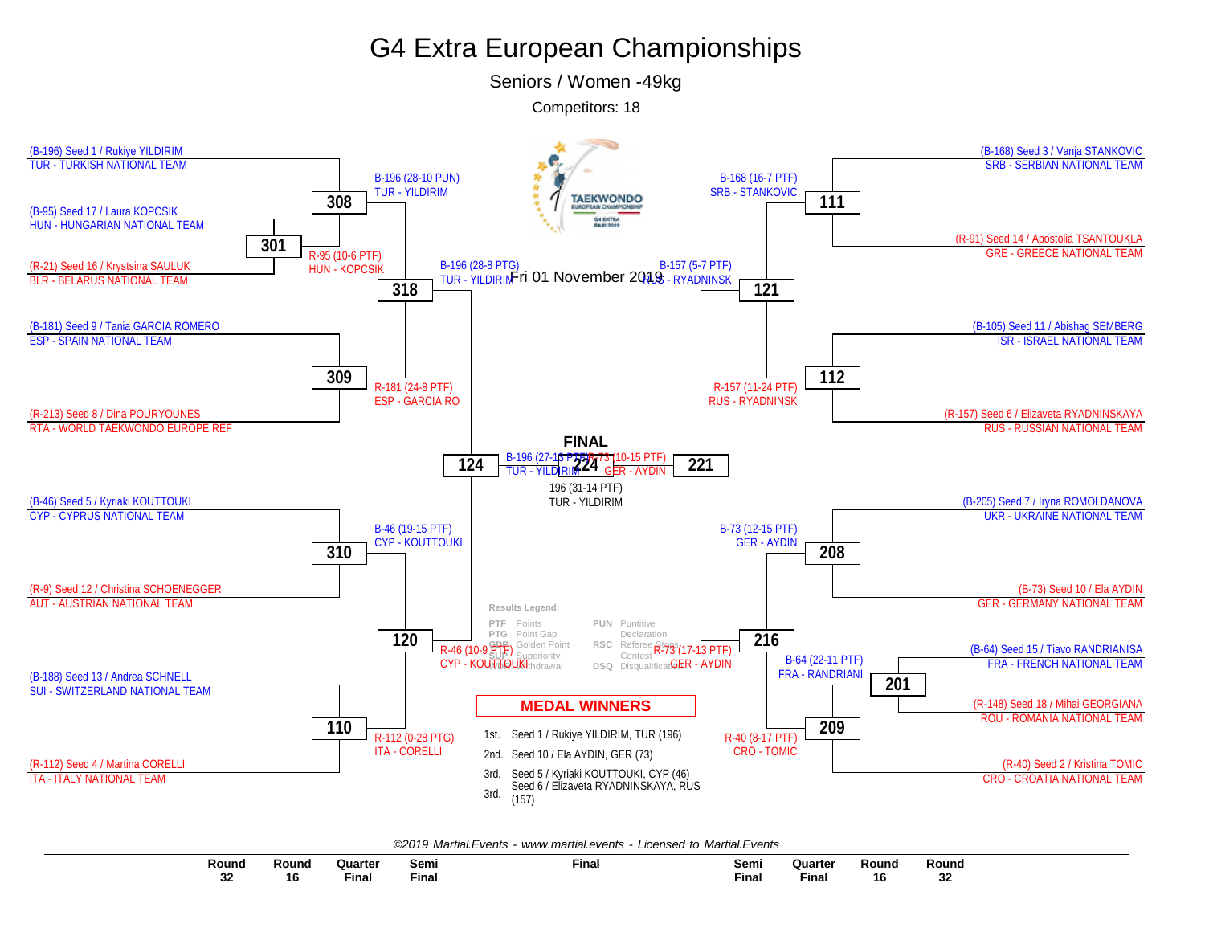# G4 Extra European Championships

## Seniors / Women -49kg

Competitors: 18

Fri 01 November 2019

### Competitors (Round 32 / Round 16)

**Left side of bracket**

- (B-196) Seed 1 / Rukiye YILDIRIM — TUR - TURKISH NATIONAL TEAM
- (B-95) Seed 17 / Laura KOPCSIK — HUN - HUNGARIAN NATIONAL TEAM
- (R-21) Seed 16 / Krystsina SAULUK — BLR - BELARUS NATIONAL TEAM
- (B-181) Seed 9 / Tania GARCIA ROMERO — ESP - SPAIN NATIONAL TEAM
- (R-213) Seed 8 / Dina POURYOUNES — RTA - WORLD TAEKWONDO EUROPE REF
- (B-46) Seed 5 / Kyriaki KOUTTOUKI — CYP - CYPRUS NATIONAL TEAM
- (R-9) Seed 12 / Christina SCHOENEGGER — AUT - AUSTRIAN NATIONAL TEAM
- (B-188) Seed 13 / Andrea SCHNELL — SUI - SWITZERLAND NATIONAL TEAM
- (R-112) Seed 4 / Martina CORELLI — ITA - ITALY NATIONAL TEAM

**Right side of bracket**

- (B-168) Seed 3 / Vanja STANKOVIC — SRB - SERBIAN NATIONAL TEAM
- (R-91) Seed 14 / Apostolia TSANTOUKLA — GRE - GREECE NATIONAL TEAM
- (B-105) Seed 11 / Abishag SEMBERG — ISR - ISRAEL NATIONAL TEAM
- (R-157) Seed 6 / Elizaveta RYADNINSKAYA — RUS - RUSSIAN NATIONAL TEAM
- (B-205) Seed 7 / Iryna ROMOLDANOVA — UKR - UKRAINE NATIONAL TEAM
- (B-73) Seed 10 / Ela AYDIN — GER - GERMANY NATIONAL TEAM
- (B-64) Seed 15 / Tiavo RANDRIANISA — FRA - FRENCH NATIONAL TEAM
- (R-148) Seed 18 / Mihai GEORGIANA — ROU - ROMANIA NATIONAL TEAM
- (R-40) Seed 2 / Kristina TOMIC — CRO - CROATIA NATIONAL TEAM

### Match Results

| Match | Winner | Result |
|---|---|---|
| 301 | R-95 HUN - KOPCSIK | 10-6 PTF |
| 308 | B-196 TUR - YILDIRIM | 28-10 PUN |
| 309 | R-181 ESP - GARCIA RO | 24-8 PTF |
| 310 | B-46 CYP - KOUTTOUKI | 19-15 PTF |
| 110 | R-112 ITA - CORELLI | 0-28 PTG |
| 318 | B-196 TUR - YILDIRIM | 28-8 PTG |
| 120 | R-46 CYP - KOUTTOUKI | 10-9 PTF |
| 124 | B-196 TUR - YILDIRIM | 27-13 PTF |
| 111 | B-168 SRB - STANKOVIC | 16-7 PTF |
| 112 | R-157 RUS - RYADNINSK | 11-24 PTF |
| 121 | B-157 RUS - RYADNINSK | 5-7 PTF |
| 208 | B-73 GER - AYDIN | 12-15 PTF |
| 201 | B-64 FRA - RANDRIANI | 22-11 PTF |
| 209 | R-40 CRO - TOMIC | 8-17 PTF |
| 216 | R-73 GER - AYDIN | 17-13 PTF |
| 221 | R-73 GER - AYDIN | 10-15 PTF |
| 224 (FINAL) | 196 TUR - YILDIRIM | 31-14 PTF |

### Results Legend:

- PTF — Points
- PTG — Point Gap
- GDP — Golden Point
- SUP — Superiority
- WDR — Withdrawal
- PUN — Punitive Declaration
- RSC — Referee Stops Contest
- DSQ — Disqualification

### MEDAL WINNERS

| Place | Winner |
|---|---|
| 1st. | Seed 1 / Rukiye YILDIRIM, TUR (196) |
| 2nd. | Seed 10 / Ela AYDIN, GER (73) |
| 3rd. | Seed 5 / Kyriaki KOUTTOUKI, CYP (46) |
| 3rd. | Seed 6 / Elizaveta RYADNINSKAYA, RUS (157) |

*©2019 Martial.Events - www.martial.events - Licensed to Martial.Events*

Round 32 | Round 16 | Quarter Final | Semi Final | Final | Semi Final | Quarter Final | Round 16 | Round 32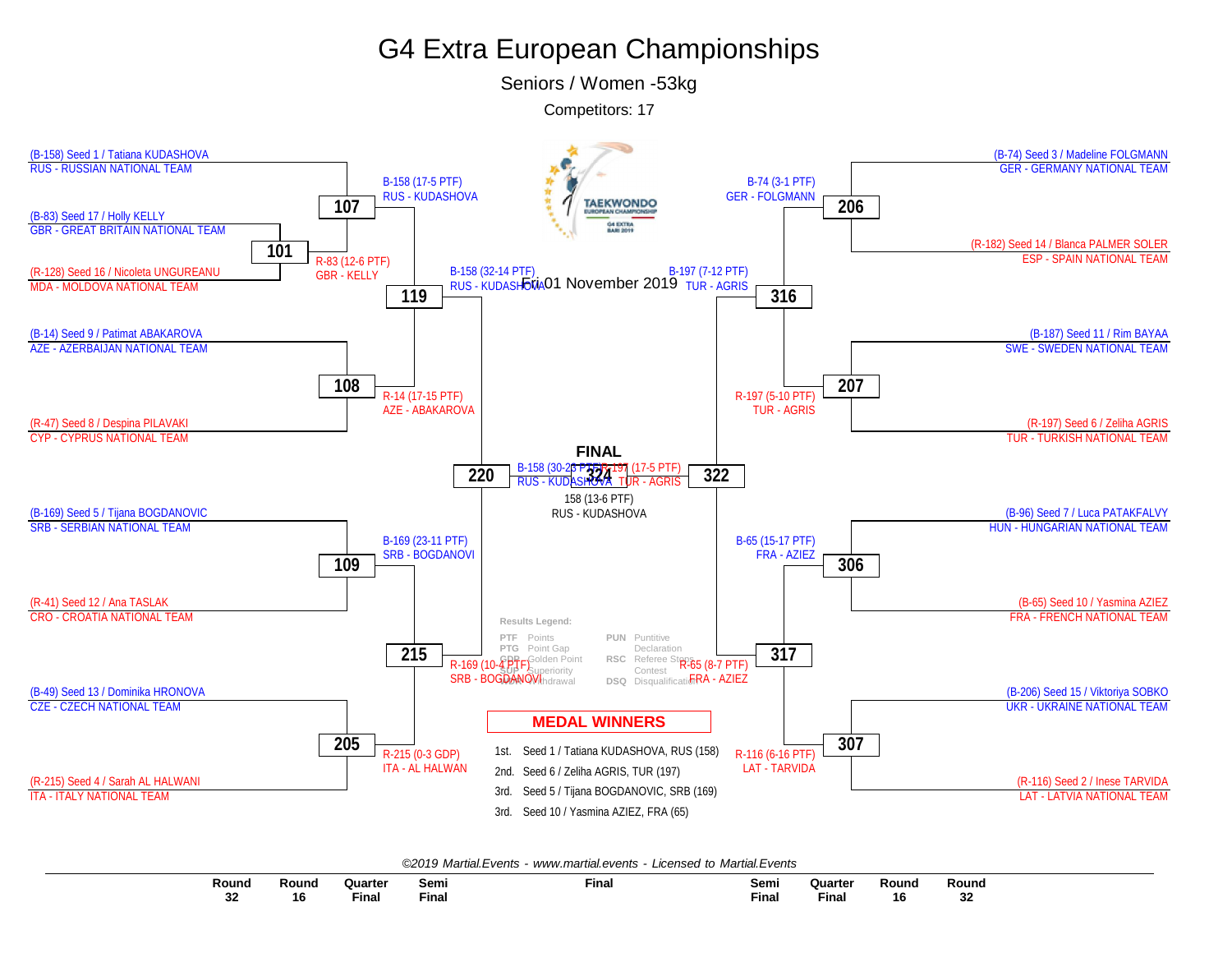# G4 Extra European Championships

## Seniors / Women -53kg

Competitors: 17

Fri 01 November 2019

(B-158) Seed 1 / Tatiana KUDASHOVA
RUS - RUSSIAN NATIONAL TEAM

(B-83) Seed 17 / Holly KELLY
GBR - GREAT BRITAIN NATIONAL TEAM

(R-128) Seed 16 / Nicoleta UNGUREANU
MDA - MOLDOVA NATIONAL TEAM

101
R-83 (12-6 PTF)
GBR - KELLY

107
B-158 (17-5 PTF)
RUS - KUDASHOVA

(B-14) Seed 9 / Patimat ABAKAROVA
AZE - AZERBAIJAN NATIONAL TEAM

(R-47) Seed 8 / Despina PILAVAKI
CYP - CYPRUS NATIONAL TEAM

108
R-14 (17-15 PTF)
AZE - ABAKAROVA

119
B-158 (32-14 PTF)
RUS - KUDASHOVA

(B-169) Seed 5 / Tijana BOGDANOVIC
SRB - SERBIAN NATIONAL TEAM

(R-41) Seed 12 / Ana TASLAK
CRO - CROATIA NATIONAL TEAM

109
B-169 (23-11 PTF)
SRB - BOGDANOVI

(B-49) Seed 13 / Dominika HRONOVA
CZE - CZECH NATIONAL TEAM

(R-215) Seed 4 / Sarah AL HALWANI
ITA - ITALY NATIONAL TEAM

205
R-215 (0-3 GDP)
ITA - AL HALWAN

215
R-169 (10-4 PTF)
SRB - BOGDANOVI

220
B-158 (30-28 PTF)
RUS - KUDASHOVA

(B-74) Seed 3 / Madeline FOLGMANN
GER - GERMANY NATIONAL TEAM

(R-182) Seed 14 / Blanca PALMER SOLER
ESP - SPAIN NATIONAL TEAM

206
B-74 (3-1 PTF)
GER - FOLGMANN

(B-187) Seed 11 / Rim BAYAA
SWE - SWEDEN NATIONAL TEAM

(R-197) Seed 6 / Zeliha AGRIS
TUR - TURKISH NATIONAL TEAM

207
R-197 (5-10 PTF)
TUR - AGRIS

316
B-197 (7-12 PTF)
TUR - AGRIS

(B-96) Seed 7 / Luca PATAKFALVY
HUN - HUNGARIAN NATIONAL TEAM

(B-65) Seed 10 / Yasmina AZIEZ
FRA - FRENCH NATIONAL TEAM

306
B-65 (15-17 PTF)
FRA - AZIEZ

(B-206) Seed 15 / Viktoriya SOBKO
UKR - UKRAINE NATIONAL TEAM

(R-116) Seed 2 / Inese TARVIDA
LAT - LATVIA NATIONAL TEAM

307
R-116 (6-16 PTF)
LAT - TARVIDA

317
R-65 (8-7 PTF)
FRA - AZIEZ

322
R-197 (17-5 PTF)
TUR - AGRIS

**FINAL**

324
158 (13-6 PTF)
RUS - KUDASHOVA

Results Legend:

PTF Points
PTG Point Gap
GDP Golden Point
SUP Superiority
WDR Withdrawal
PUN Puntitive Declaration
RSC Referee Stops Contest
DSQ Disqualification

**MEDAL WINNERS**

1st. Seed 1 / Tatiana KUDASHOVA, RUS (158)
2nd. Seed 6 / Zeliha AGRIS, TUR (197)
3rd. Seed 5 / Tijana BOGDANOVIC, SRB (169)
3rd. Seed 10 / Yasmina AZIEZ, FRA (65)

*©2019 Martial.Events - www.martial.events - Licensed to Martial.Events*

Round 32 | Round 16 | Quarter Final | Semi Final | Final | Semi Final | Quarter Final | Round 16 | Round 32